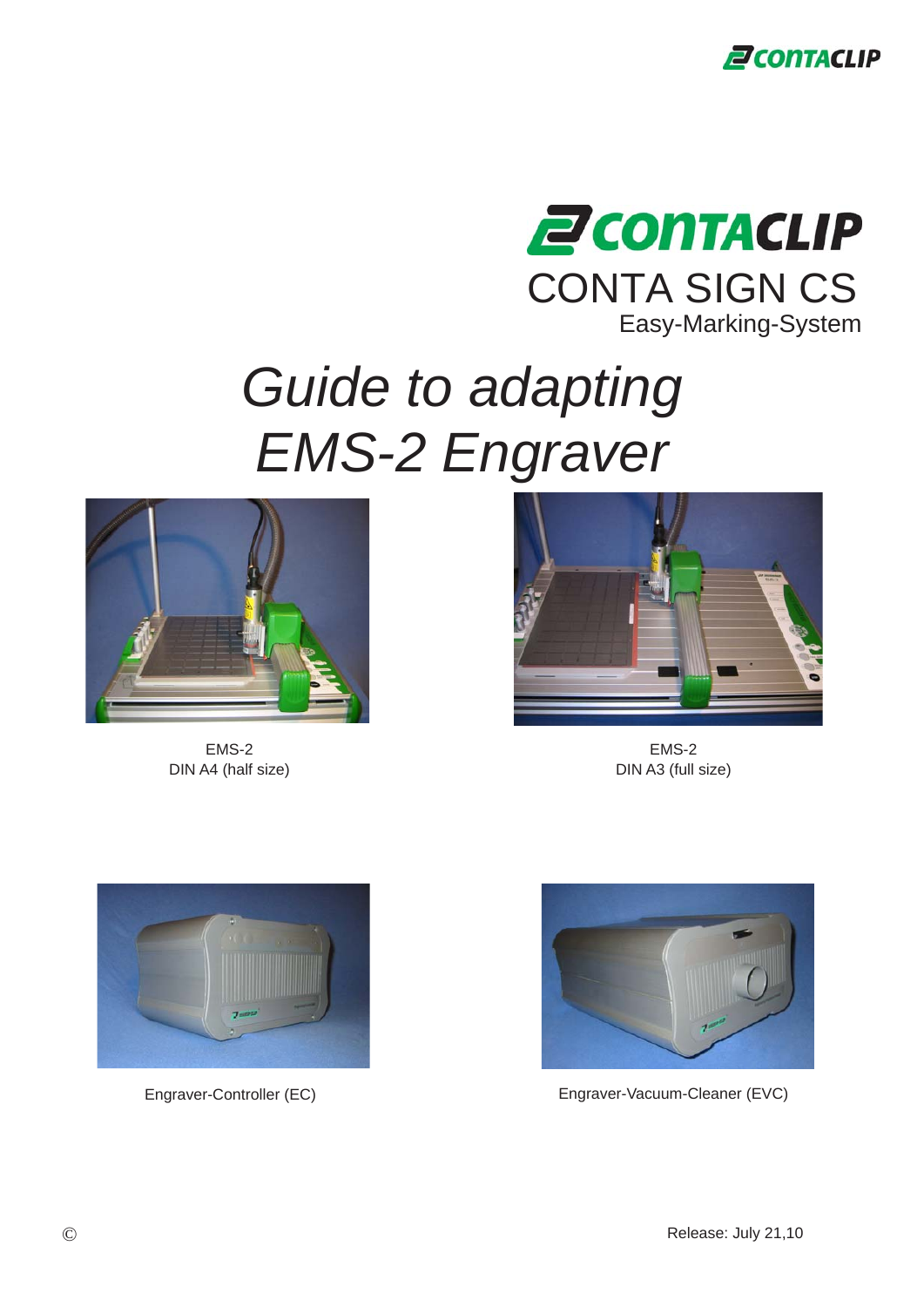CONTACLIP

CONTA SIGN CS

Easy-Marking-System

# *Guide to adapting EMS-2 Engraver*

EMS-2
DIN A4 (half size)

EMS-2
DIN A3 (full size)

Engraver-Controller (EC)

Engraver-Vacuum-Cleaner (EVC)

©

Release: July 21,10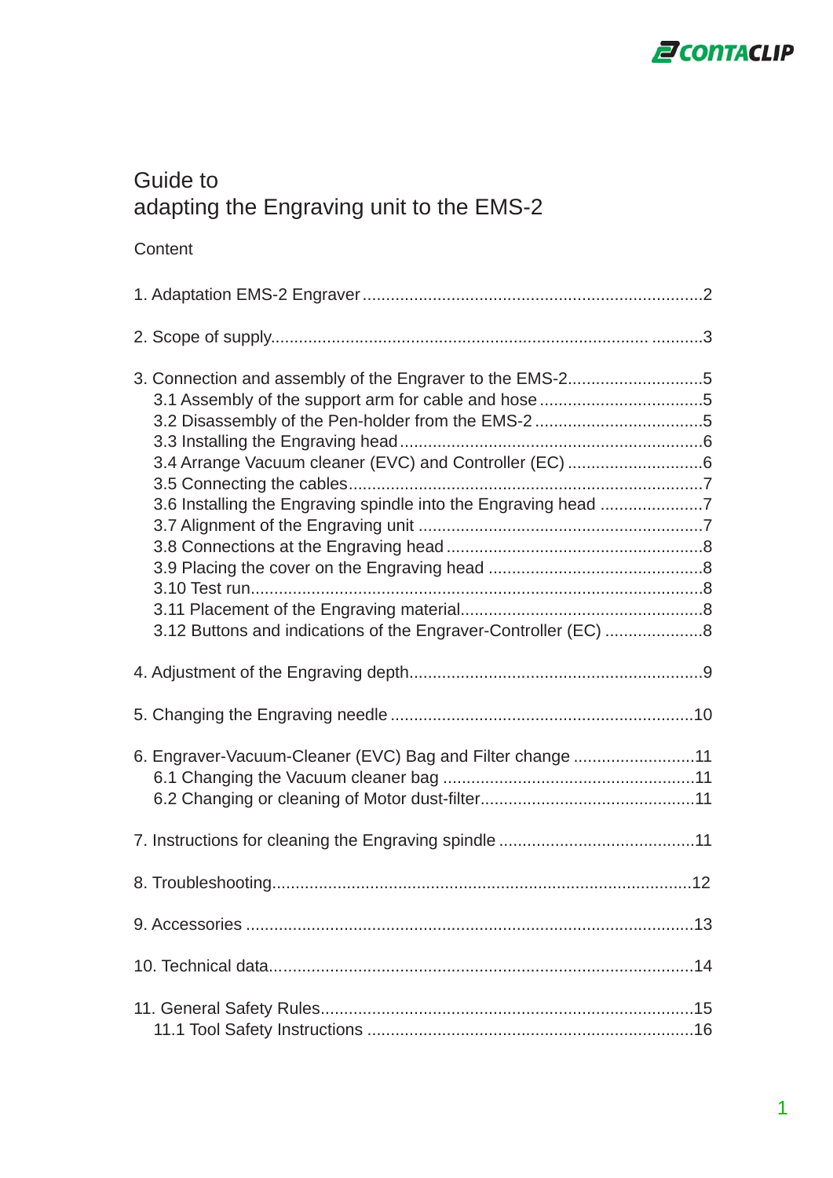# Guide to adapting the Engraving unit to the EMS-2

## Content

1. Adaptation EMS-2 Engraver ........................................................................2

2. Scope of supply............................................................................. ...........3

3. Connection and assembly of the Engraver to the EMS-2.............................5
   - 3.1 Assembly of the support arm for cable and hose ...................................5
   - 3.2 Disassembly of the Pen-holder from the EMS-2 ....................................5
   - 3.3 Installing the Engraving head ................................................................6
   - 3.4 Arrange Vacuum cleaner (EVC) and Controller (EC) .............................6
   - 3.5 Connecting the cables...........................................................................7
   - 3.6 Installing the Engraving spindle into the Engraving head ......................7
   - 3.7 Alignment of the Engraving unit ............................................................7
   - 3.8 Connections at the Engraving head ......................................................8
   - 3.9 Placing the cover on the Engraving head .............................................8
   - 3.10 Test run................................................................................................8
   - 3.11 Placement of the Engraving material...................................................8
   - 3.12 Buttons and indications of the Engraver-Controller (EC) .....................8

4. Adjustment of the Engraving depth..............................................................9

5. Changing the Engraving needle ................................................................10

6. Engraver-Vacuum-Cleaner (EVC) Bag and Filter change ..........................11
   - 6.1 Changing the Vacuum cleaner bag .....................................................11
   - 6.2 Changing or cleaning of Motor dust-filter.............................................11

7. Instructions for cleaning the Engraving spindle ..........................................11

8. Troubleshooting.........................................................................................12

9. Accessories ...............................................................................................13

10. Technical data..........................................................................................14

11. General Safety Rules................................................................................15
    - 11.1 Tool Safety Instructions .....................................................................16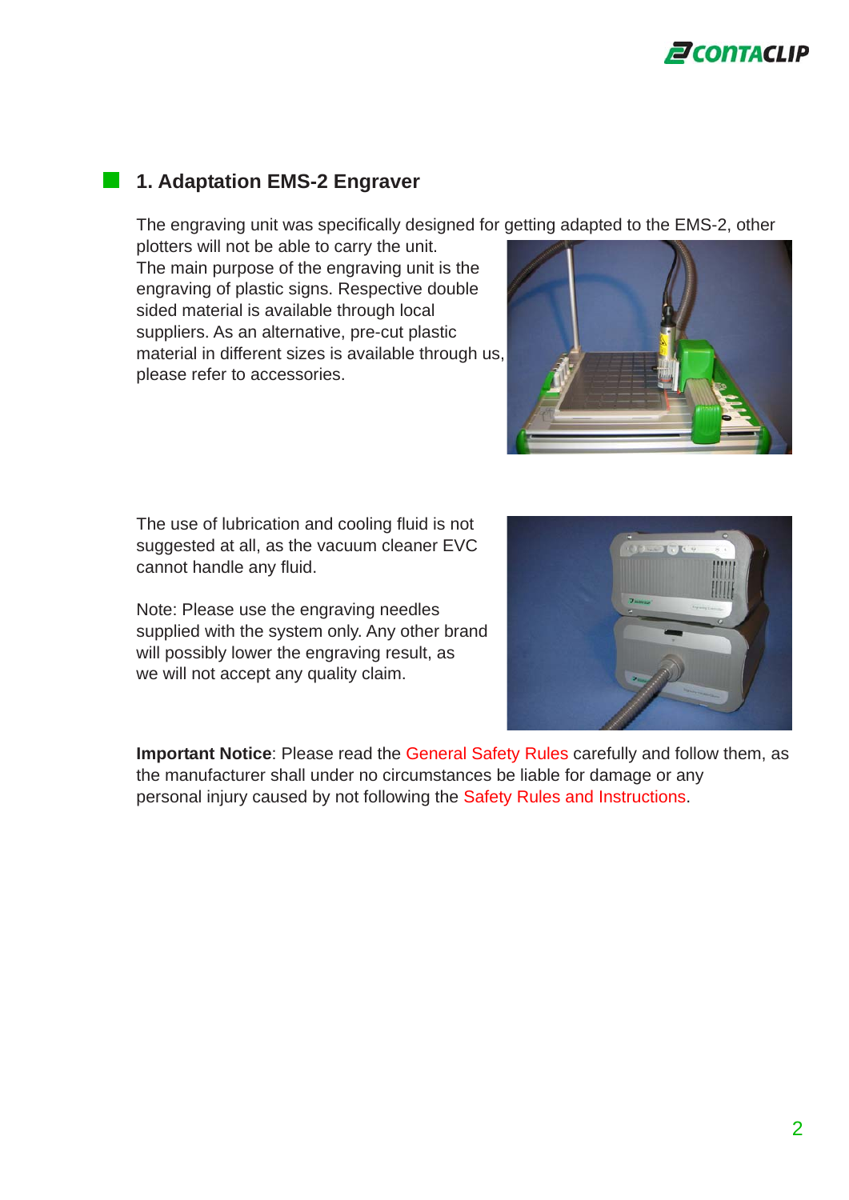## 1. Adaptation EMS-2 Engraver

The engraving unit was specifically designed for getting adapted to the EMS-2, other plotters will not be able to carry the unit.
The main purpose of the engraving unit is the engraving of plastic signs. Respective double sided material is available through local suppliers. As an alternative, pre-cut plastic material in different sizes is available through us, please refer to accessories.

The use of lubrication and cooling fluid is not suggested at all, as the vacuum cleaner EVC cannot handle any fluid.

Note: Please use the engraving needles supplied with the system only. Any other brand will possibly lower the engraving result, as we will not accept any quality claim.

**Important Notice**: Please read the General Safety Rules carefully and follow them, as the manufacturer shall under no circumstances be liable for damage or any personal injury caused by not following the Safety Rules and Instructions.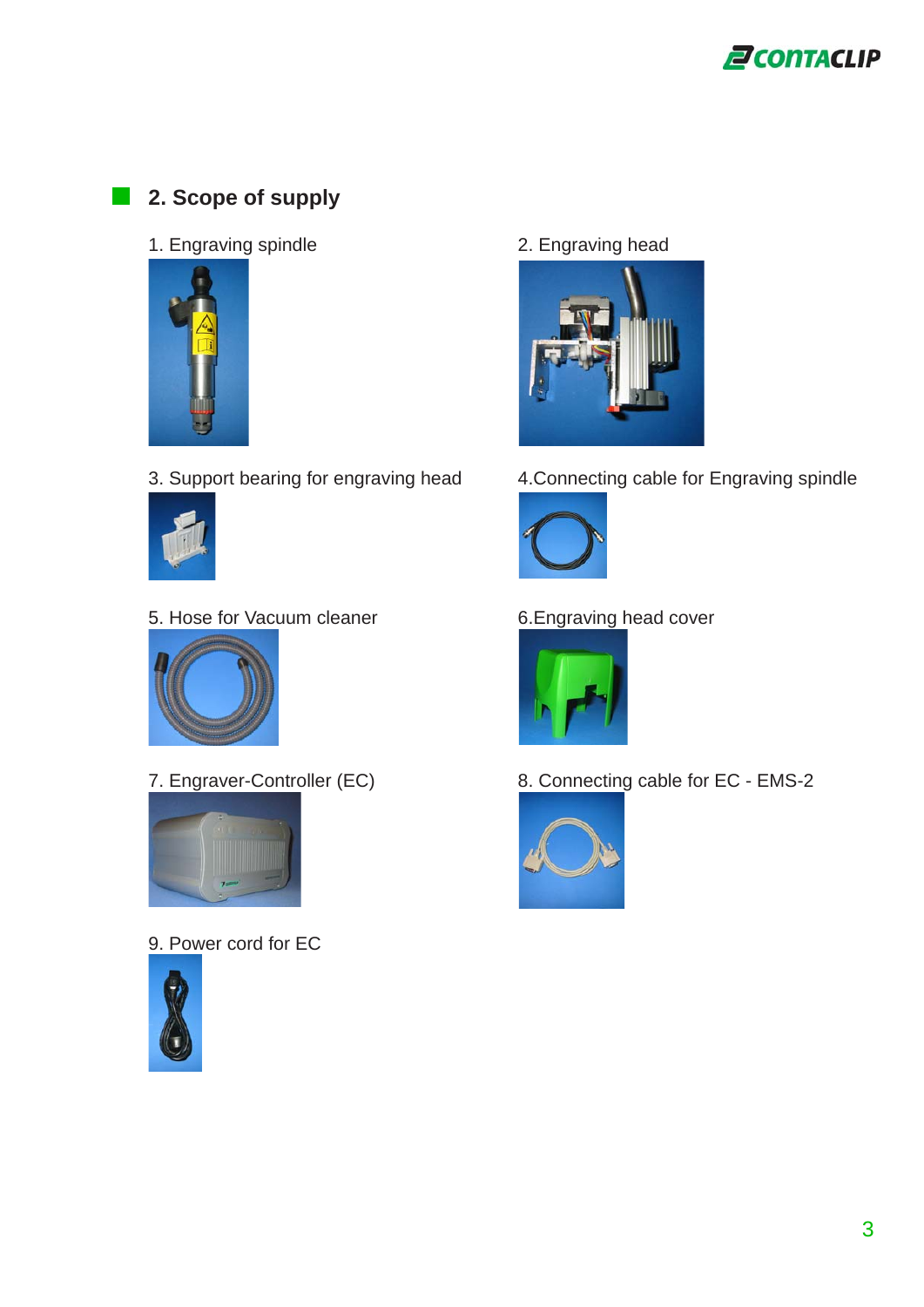## 2. Scope of supply

1. Engraving spindle

2. Engraving head

3. Support bearing for engraving head

4.Connecting cable for Engraving spindle

5. Hose for Vacuum cleaner

6.Engraving head cover

7. Engraver-Controller (EC)

8. Connecting cable for EC - EMS-2

9. Power cord for EC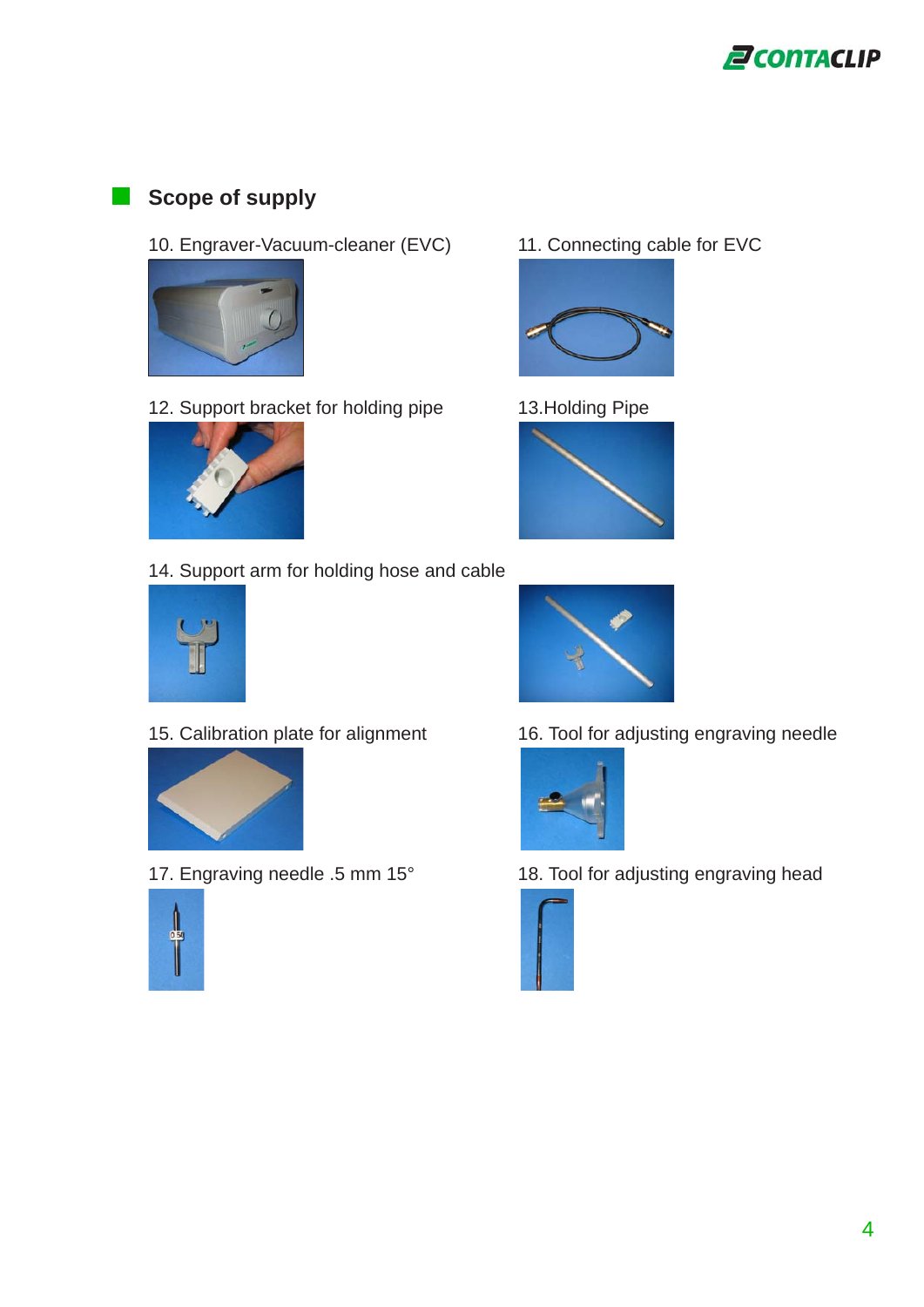## Scope of supply

10. Engraver-Vacuum-cleaner (EVC)

11. Connecting cable for EVC

12. Support bracket for holding pipe

13.Holding Pipe

14. Support arm for holding hose and cable

15. Calibration plate for alignment

16. Tool for adjusting engraving needle

17. Engraving needle .5 mm 15°

18. Tool for adjusting engraving head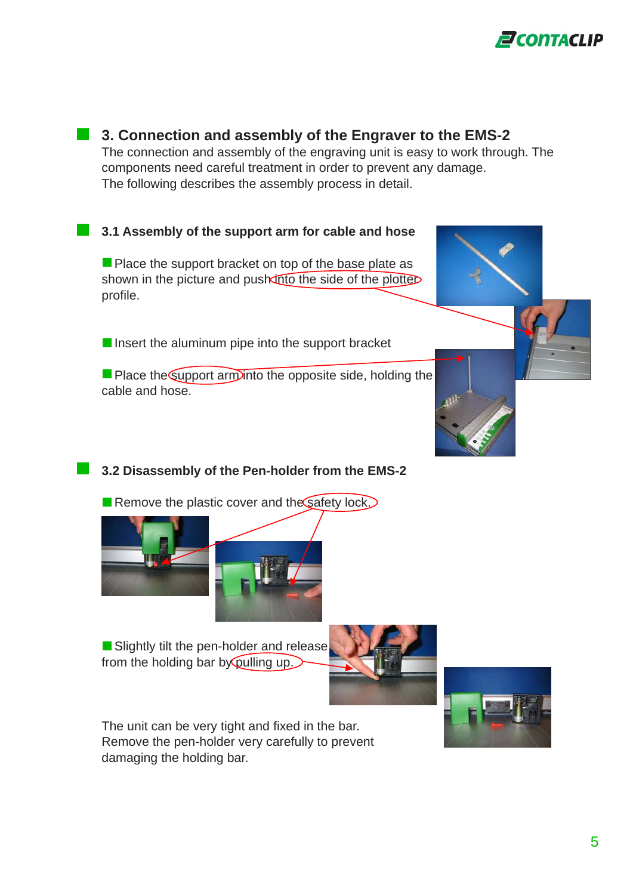## 3. Connection and assembly of the Engraver to the EMS-2

The connection and assembly of the engraving unit is easy to work through. The components need careful treatment in order to prevent any damage.
The following describes the assembly process in detail.

### 3.1 Assembly of the support arm for cable and hose

- Place the support bracket on top of the base plate as shown in the picture and push into the side of the plotter profile.

- Insert the aluminum pipe into the support bracket

- Place the support arm into the opposite side, holding the cable and hose.

### 3.2 Disassembly of the Pen-holder from the EMS-2

- Remove the plastic cover and the safety lock.

- Slightly tilt the pen-holder and release from the holding bar by pulling up.

The unit can be very tight and fixed in the bar.
Remove the pen-holder very carefully to prevent damaging the holding bar.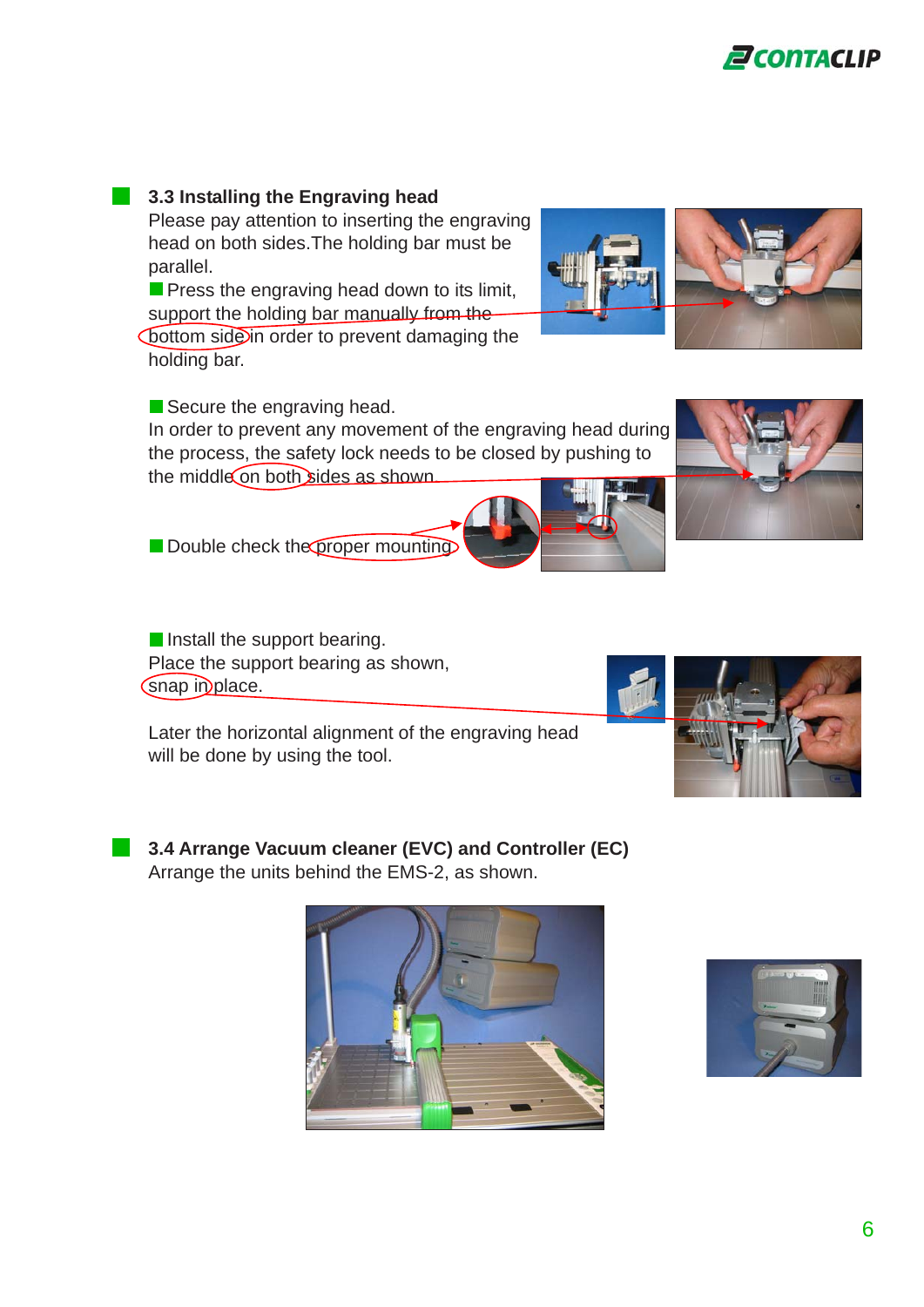### 3.3 Installing the Engraving head

Please pay attention to inserting the engraving head on both sides.The holding bar must be parallel.

- Press the engraving head down to its limit, support the holding bar manually from the bottom side in order to prevent damaging the holding bar.

- Secure the engraving head.

In order to prevent any movement of the engraving head during the process, the safety lock needs to be closed by pushing to the middle on both sides as shown.

- Double check the proper mounting

- Install the support bearing.

Place the support bearing as shown, snap in place.

Later the horizontal alignment of the engraving head will be done by using the tool.

### 3.4 Arrange Vacuum cleaner (EVC) and Controller (EC)

Arrange the units behind the EMS-2, as shown.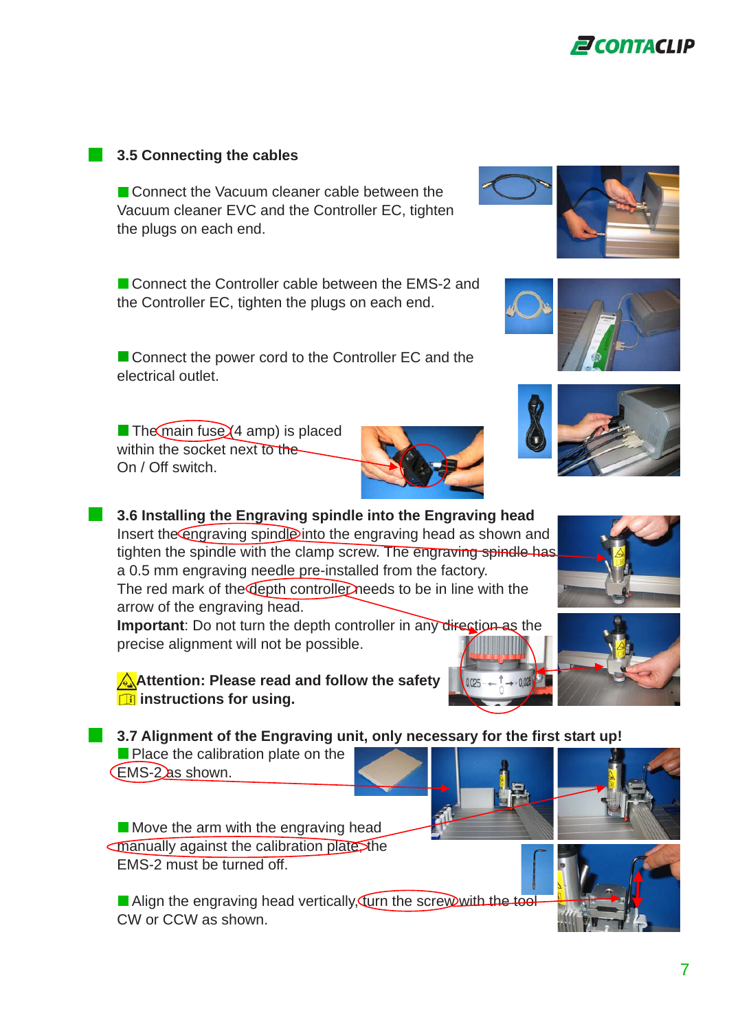## 3.5 Connecting the cables

- Connect the Vacuum cleaner cable between the Vacuum cleaner EVC and the Controller EC, tighten the plugs on each end.
- Connect the Controller cable between the EMS-2 and the Controller EC, tighten the plugs on each end.
- Connect the power cord to the Controller EC and the electrical outlet.
- The main fuse (4 amp) is placed within the socket next to the On / Off switch.

## 3.6 Installing the Engraving spindle into the Engraving head

Insert the engraving spindle into the engraving head as shown and tighten the spindle with the clamp screw. The engraving spindle has a 0.5 mm engraving needle pre-installed from the factory.

The red mark of the depth controller needs to be in line with the arrow of the engraving head.

**Important**: Do not turn the depth controller in any direction as the precise alignment will not be possible.

**Attention: Please read and follow the safety instructions for using.**

## 3.7 Alignment of the Engraving unit, only necessary for the first start up!

- Place the calibration plate on the EMS-2 as shown.
- Move the arm with the engraving head manually against the calibration plate, the EMS-2 must be turned off.
- Align the engraving head vertically, turn the screw with the tool CW or CCW as shown.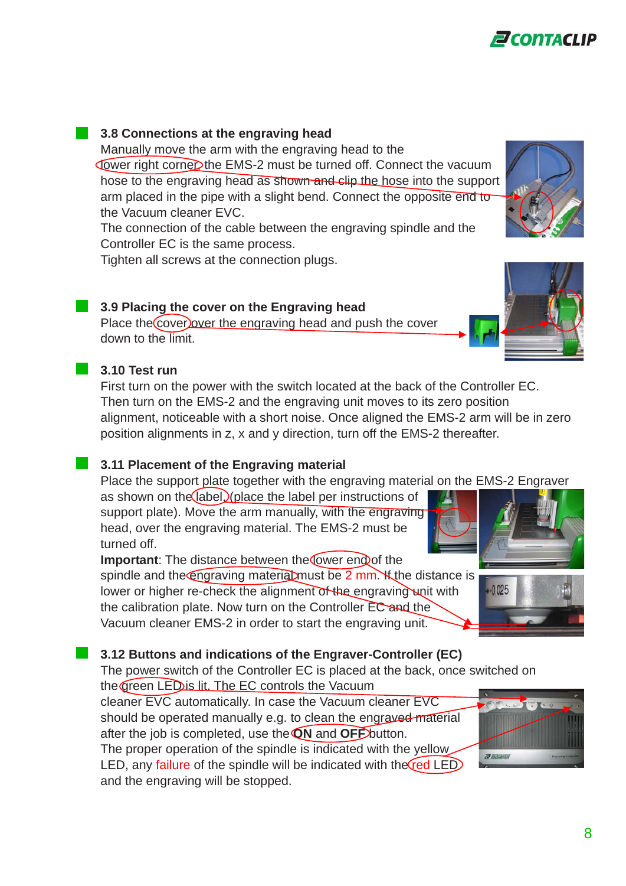### 3.8 Connections at the engraving head

Manually move the arm with the engraving head to the lower right corner, the EMS-2 must be turned off. Connect the vacuum hose to the engraving head as shown and clip the hose into the support arm placed in the pipe with a slight bend. Connect the opposite end to the Vacuum cleaner EVC.

The connection of the cable between the engraving spindle and the Controller EC is the same process.

Tighten all screws at the connection plugs.

### 3.9 Placing the cover on the Engraving head

Place the cover over the engraving head and push the cover down to the limit.

### 3.10 Test run

First turn on the power with the switch located at the back of the Controller EC. Then turn on the EMS-2 and the engraving unit moves to its zero position alignment, noticeable with a short noise. Once aligned the EMS-2 arm will be in zero position alignments in z, x and y direction, turn off the EMS-2 thereafter.

### 3.11 Placement of the Engraving material

Place the support plate together with the engraving material on the EMS-2 Engraver as shown on the label, (place the label per instructions of support plate). Move the arm manually, with the engraving head, over the engraving material. The EMS-2 must be turned off.

**Important**: The distance between the lower end of the spindle and the engraving material must be 2 mm. If the distance is lower or higher re-check the alignment of the engraving unit with the calibration plate. Now turn on the Controller EC and the Vacuum cleaner EMS-2 in order to start the engraving unit.

### 3.12 Buttons and indications of the Engraver-Controller (EC)

The power switch of the Controller EC is placed at the back, once switched on the green LED is lit. The EC controls the Vacuum cleaner EVC automatically. In case the Vacuum cleaner EVC should be operated manually e.g. to clean the engraved material after the job is completed, use the **ON** and **OFF** button.

The proper operation of the spindle is indicated with the yellow LED, any failure of the spindle will be indicated with the red LED and the engraving will be stopped.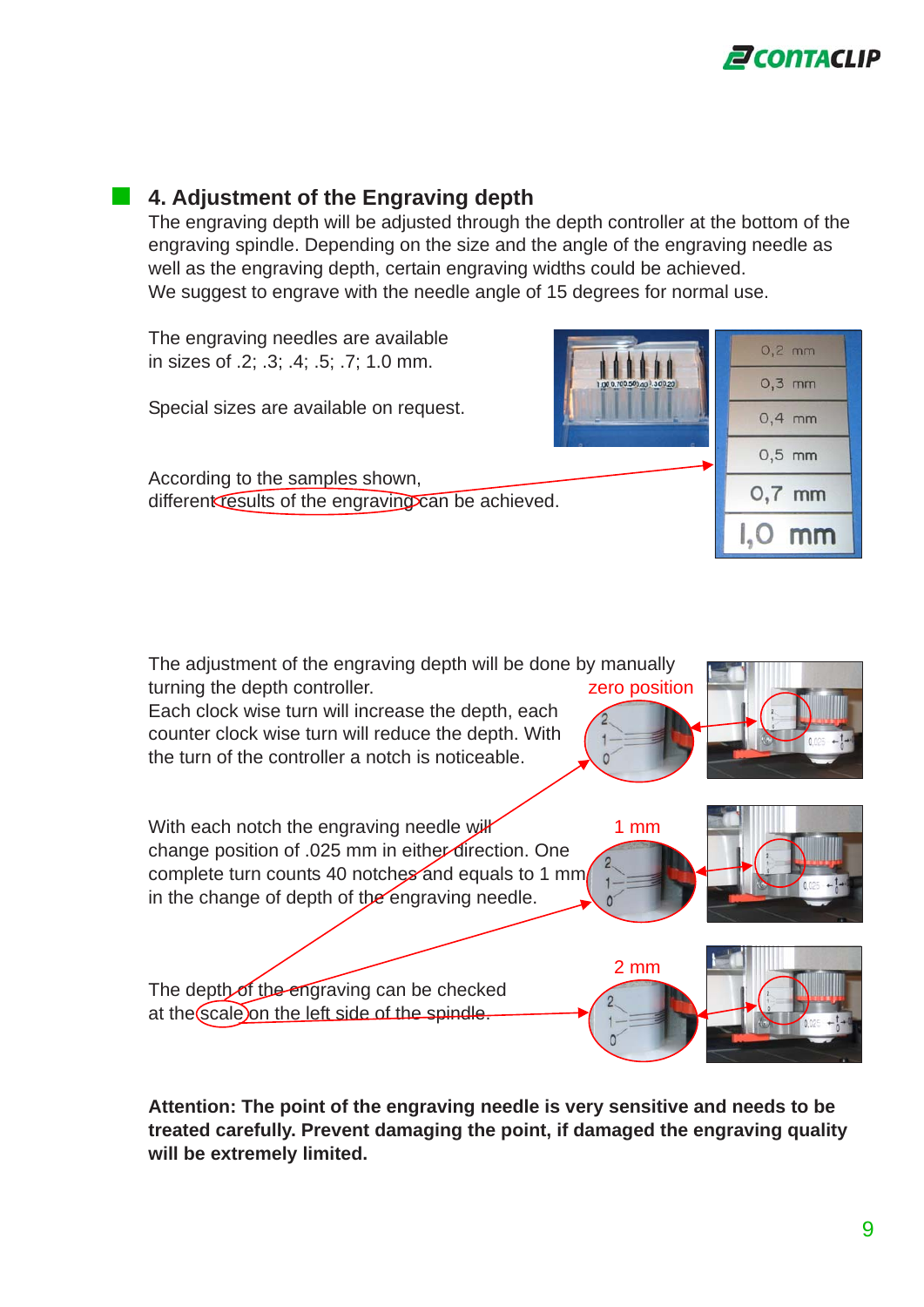## 4. Adjustment of the Engraving depth

The engraving depth will be adjusted through the depth controller at the bottom of the engraving spindle. Depending on the size and the angle of the engraving needle as well as the engraving depth, certain engraving widths could be achieved.
We suggest to engrave with the needle angle of 15 degrees for normal use.

The engraving needles are available in sizes of .2; .3; .4; .5; .7; 1.0 mm.

Special sizes are available on request.

According to the samples shown, different results of the engraving can be achieved.

The adjustment of the engraving depth will be done by manually turning the depth controller.
Each clock wise turn will increase the depth, each counter clock wise turn will reduce the depth. With the turn of the controller a notch is noticeable.

With each notch the engraving needle will change position of .025 mm in either direction. One complete turn counts 40 notches and equals to 1 mm in the change of depth of the engraving needle.

The depth of the engraving can be checked at the scale on the left side of the spindle.

**Attention: The point of the engraving needle is very sensitive and needs to be treated carefully. Prevent damaging the point, if damaged the engraving quality will be extremely limited.**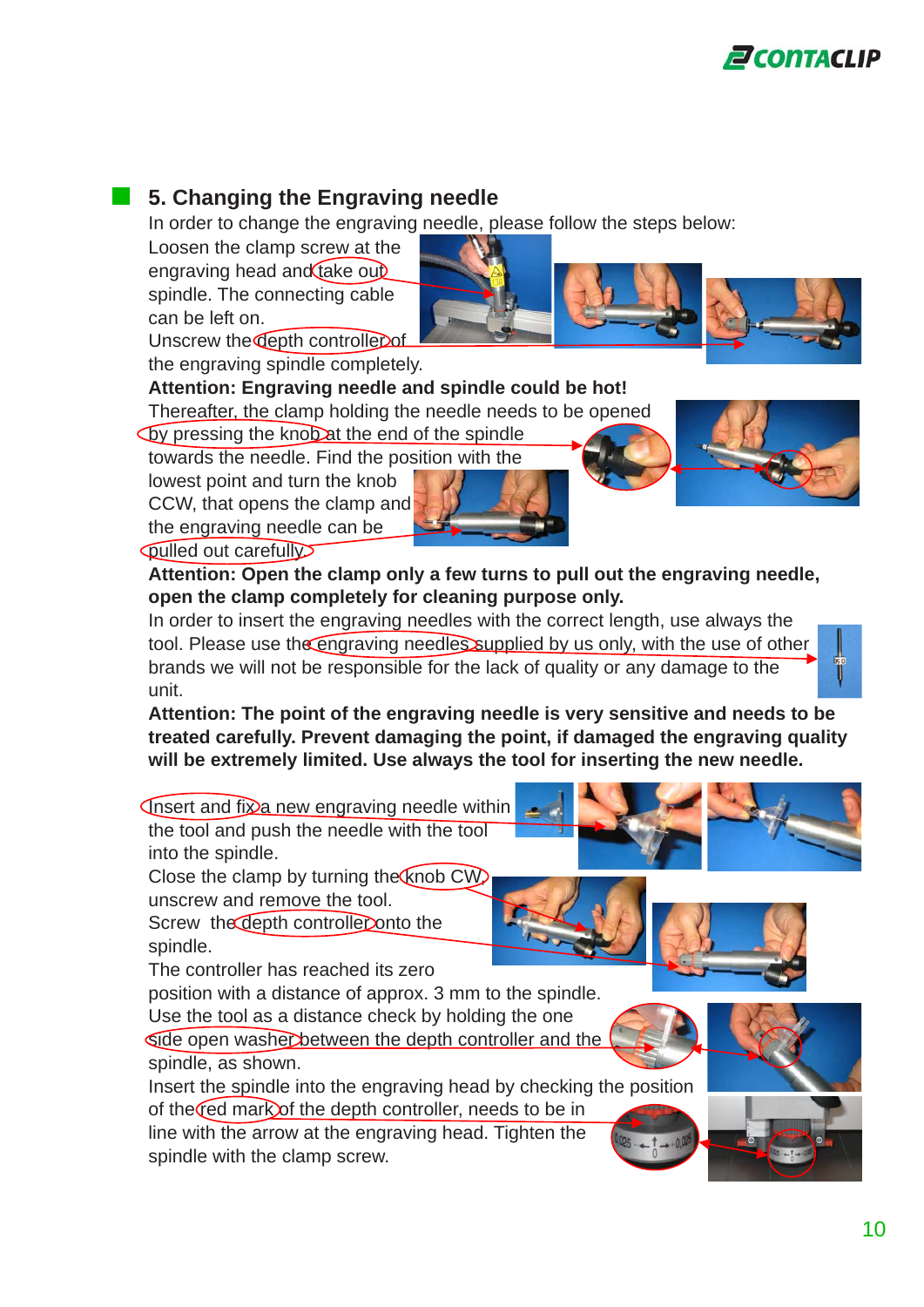## 5. Changing the Engraving needle

In order to change the engraving needle, please follow the steps below:

Loosen the clamp screw at the engraving head and take out spindle. The connecting cable can be left on.

Unscrew the depth controller of the engraving spindle completely.

**Attention: Engraving needle and spindle could be hot!**

Thereafter, the clamp holding the needle needs to be opened by pressing the knob at the end of the spindle towards the needle. Find the position with the lowest point and turn the knob CCW, that opens the clamp and the engraving needle can be pulled out carefully.

**Attention: Open the clamp only a few turns to pull out the engraving needle, open the clamp completely for cleaning purpose only.**

In order to insert the engraving needles with the correct length, use always the tool. Please use the engraving needles supplied by us only, with the use of other brands we will not be responsible for the lack of quality or any damage to the unit.

**Attention: The point of the engraving needle is very sensitive and needs to be treated carefully. Prevent damaging the point, if damaged the engraving quality will be extremely limited. Use always the tool for inserting the new needle.**

Insert and fix a new engraving needle within the tool and push the needle with the tool into the spindle.

Close the clamp by turning the knob CW, unscrew and remove the tool.

Screw the depth controller onto the spindle.

The controller has reached its zero position with a distance of approx. 3 mm to the spindle.

Use the tool as a distance check by holding the one side open washer between the depth controller and the spindle, as shown.

Insert the spindle into the engraving head by checking the position of the red mark of the depth controller, needs to be in line with the arrow at the engraving head. Tighten the spindle with the clamp screw.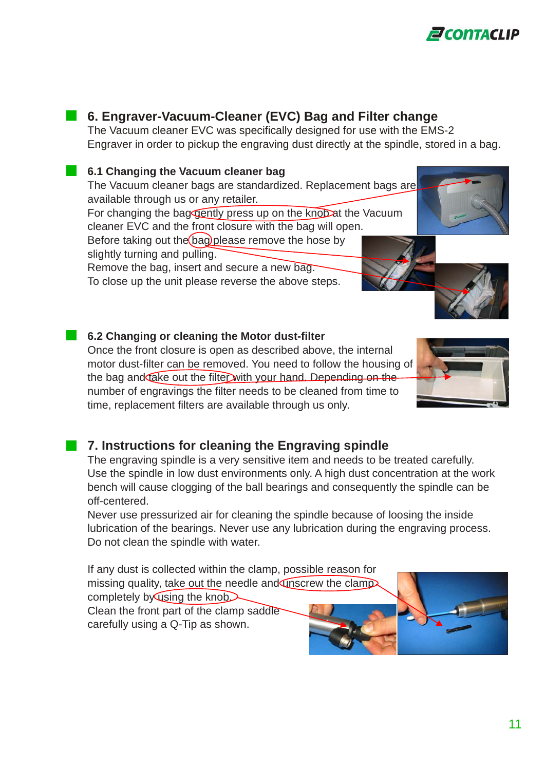## 6. Engraver-Vacuum-Cleaner (EVC) Bag and Filter change

The Vacuum cleaner EVC was specifically designed for use with the EMS-2 Engraver in order to pickup the engraving dust directly at the spindle, stored in a bag.

### 6.1 Changing the Vacuum cleaner bag

The Vacuum cleaner bags are standardized. Replacement bags are available through us or any retailer.
For changing the bag gently press up on the knob at the Vacuum cleaner EVC and the front closure with the bag will open.
Before taking out the bag please remove the hose by slightly turning and pulling.
Remove the bag, insert and secure a new bag.
To close up the unit please reverse the above steps.

### 6.2 Changing or cleaning the Motor dust-filter

Once the front closure is open as described above, the internal motor dust-filter can be removed. You need to follow the housing of the bag and take out the filter with your hand. Depending on the number of engravings the filter needs to be cleaned from time to time, replacement filters are available through us only.

## 7. Instructions for cleaning the Engraving spindle

The engraving spindle is a very sensitive item and needs to be treated carefully. Use the spindle in low dust environments only. A high dust concentration at the work bench will cause clogging of the ball bearings and consequently the spindle can be off-centered.
Never use pressurized air for cleaning the spindle because of loosing the inside lubrication of the bearings. Never use any lubrication during the engraving process. Do not clean the spindle with water.

If any dust is collected within the clamp, possible reason for missing quality, take out the needle and unscrew the clamp completely by using the knob.
Clean the front part of the clamp saddle carefully using a Q-Tip as shown.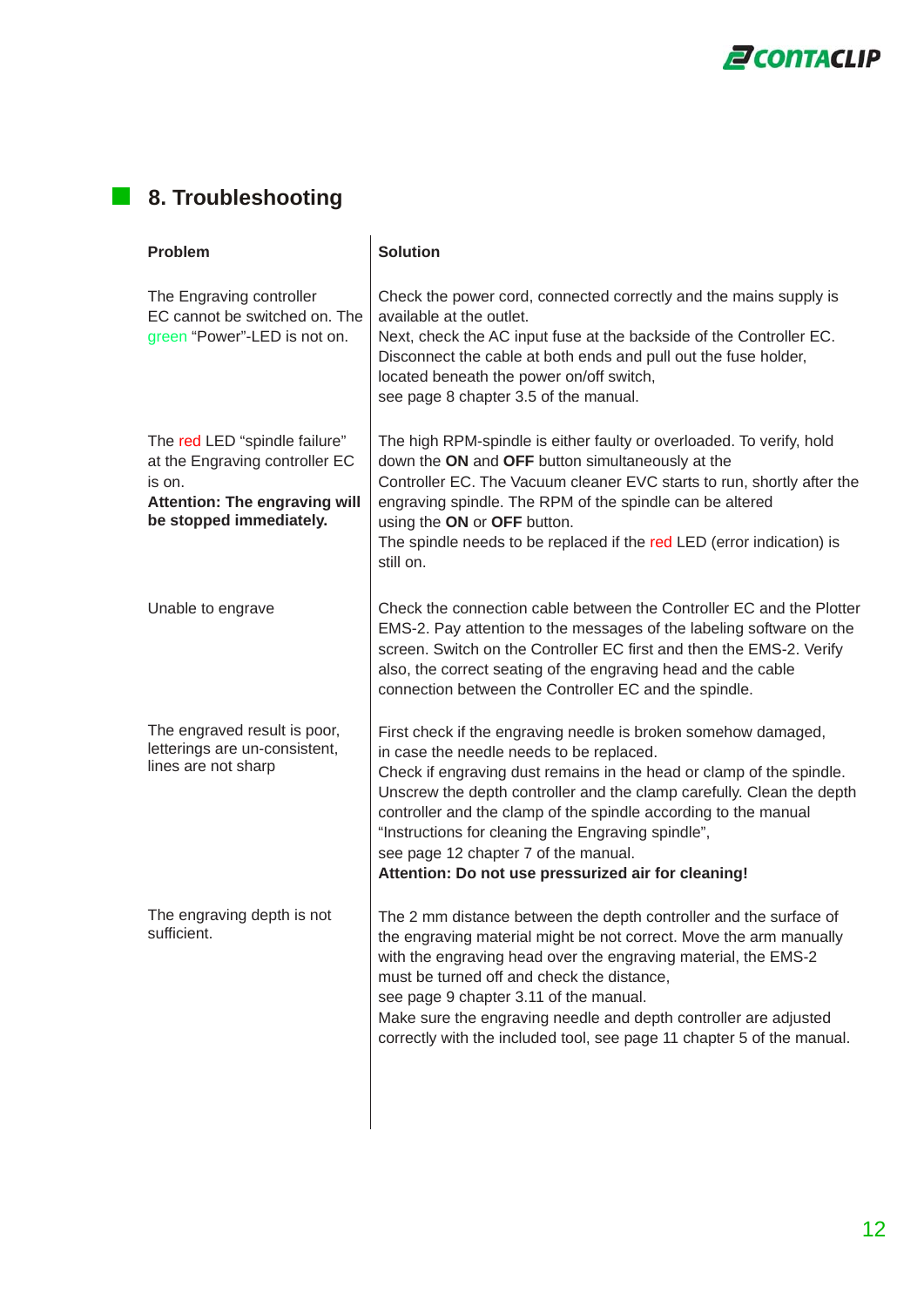## 8. Troubleshooting

| Problem | Solution |
| --- | --- |
| The Engraving controller EC cannot be switched on. The green "Power"-LED is not on. | Check the power cord, connected correctly and the mains supply is available at the outlet.<br>Next, check the AC input fuse at the backside of the Controller EC. Disconnect the cable at both ends and pull out the fuse holder, located beneath the power on/off switch,<br>see page 8 chapter 3.5 of the manual. |
| The red LED "spindle failure" at the Engraving controller EC is on.<br>**Attention: The engraving will be stopped immediately.** | The high RPM-spindle is either faulty or overloaded. To verify, hold down the **ON** and **OFF** button simultaneously at the Controller EC. The Vacuum cleaner EVC starts to run, shortly after the engraving spindle. The RPM of the spindle can be altered using the **ON** or **OFF** button.<br>The spindle needs to be replaced if the red LED (error indication) is still on. |
| Unable to engrave | Check the connection cable between the Controller EC and the Plotter EMS-2. Pay attention to the messages of the labeling software on the screen. Switch on the Controller EC first and then the EMS-2. Verify also, the correct seating of the engraving head and the cable connection between the Controller EC and the spindle. |
| The engraved result is poor, letterings are un-consistent, lines are not sharp | First check if the engraving needle is broken somehow damaged, in case the needle needs to be replaced.<br>Check if engraving dust remains in the head or clamp of the spindle. Unscrew the depth controller and the clamp carefully. Clean the depth controller and the clamp of the spindle according to the manual "Instructions for cleaning the Engraving spindle",<br>see page 12 chapter 7 of the manual.<br>**Attention: Do not use pressurized air for cleaning!** |
| The engraving depth is not sufficient. | The 2 mm distance between the depth controller and the surface of the engraving material might be not correct. Move the arm manually with the engraving head over the engraving material, the EMS-2 must be turned off and check the distance,<br>see page 9 chapter 3.11 of the manual.<br>Make sure the engraving needle and depth controller are adjusted correctly with the included tool, see page 11 chapter 5 of the manual. |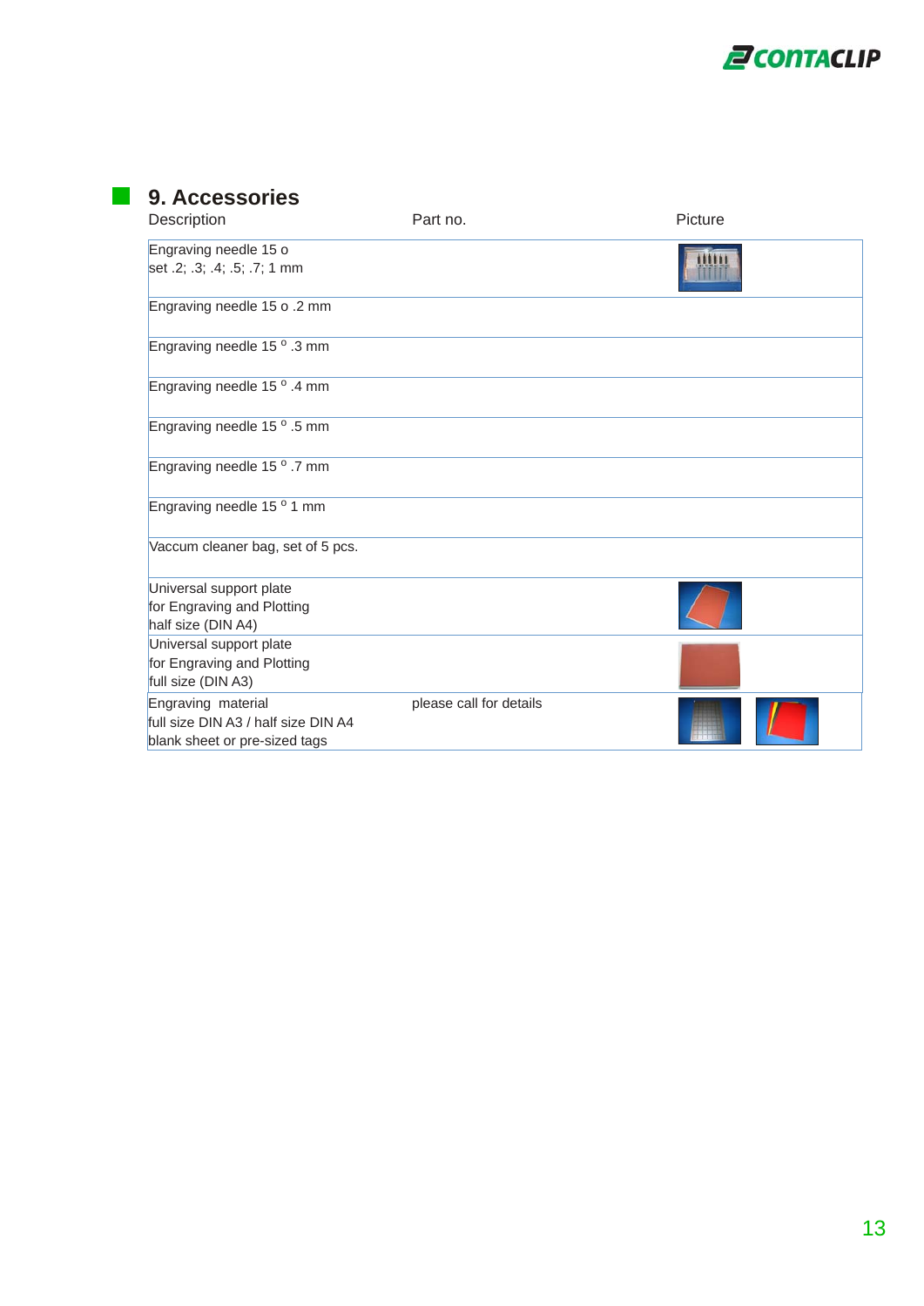## 9. Accessories

| Description | Part no. | Picture |
|---|---|---|
| Engraving needle 15 o<br>set .2; .3; .4; .5; .7; 1 mm | | |
| Engraving needle 15 o .2 mm | | |
| Engraving needle 15 ° .3 mm | | |
| Engraving needle 15 ° .4 mm | | |
| Engraving needle 15 ° .5 mm | | |
| Engraving needle 15 ° .7 mm | | |
| Engraving needle 15 ° 1 mm | | |
| Vaccum cleaner bag, set of 5 pcs. | | |
| Universal support plate<br>for Engraving and Plotting<br>half size (DIN A4) | | |
| Universal support plate<br>for Engraving and Plotting<br>full size (DIN A3) | | |
| Engraving material<br>full size DIN A3 / half size DIN A4<br>blank sheet or pre-sized tags | please call for details | |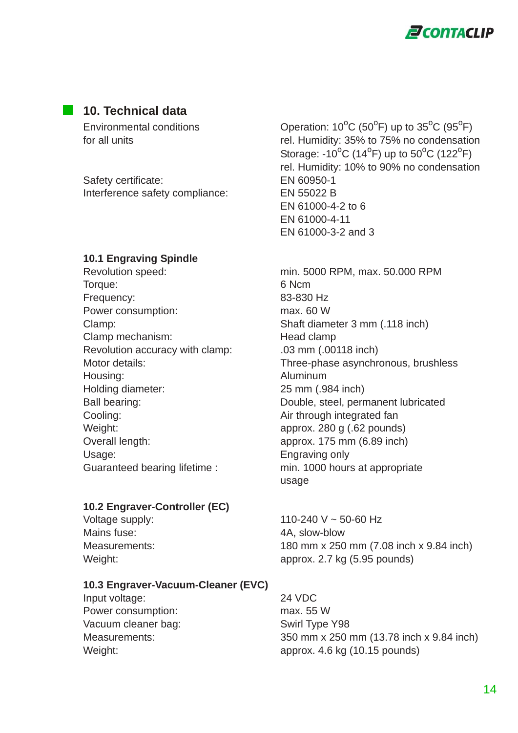## 10. Technical data

| | |
|---|---|
| Environmental conditions for all units | Operation: $10^oC$ ($50^oF$) up to $35^oC$ ($95^oF$)<br>rel. Humidity: 35% to 75% no condensation<br>Storage: $-10^oC$ ($14^oF$) up to $50^oC$ ($122^oF$)<br>rel. Humidity: 10% to 90% no condensation |
| Safety certificate: | EN 60950-1 |
| Interference safety compliance: | EN 55022 B<br>EN 61000-4-2 to 6<br>EN 61000-4-11<br>EN 61000-3-2 and 3 |

### 10.1 Engraving Spindle

| | |
|---|---|
| Revolution speed: | min. 5000 RPM, max. 50.000 RPM |
| Torque: | 6 Ncm |
| Frequency: | 83-830 Hz |
| Power consumption: | max. 60 W |
| Clamp: | Shaft diameter 3 mm (.118 inch) |
| Clamp mechanism: | Head clamp |
| Revolution accuracy with clamp: | .03 mm (.00118 inch) |
| Motor details: | Three-phase asynchronous, brushless |
| Housing: | Aluminum |
| Holding diameter: | 25 mm (.984 inch) |
| Ball bearing: | Double, steel, permanent lubricated |
| Cooling: | Air through integrated fan |
| Weight: | approx. 280 g (.62 pounds) |
| Overall length: | approx. 175 mm (6.89 inch) |
| Usage: | Engraving only |
| Guaranteed bearing lifetime : | min. 1000 hours at appropriate usage |

### 10.2 Engraver-Controller (EC)

| | |
|---|---|
| Voltage supply: | 110-240 V ~ 50-60 Hz |
| Mains fuse: | 4A, slow-blow |
| Measurements: | 180 mm x 250 mm (7.08 inch x 9.84 inch) |
| Weight: | approx. 2.7 kg (5.95 pounds) |

### 10.3 Engraver-Vacuum-Cleaner (EVC)

| | |
|---|---|
| Input voltage: | 24 VDC |
| Power consumption: | max. 55 W |
| Vacuum cleaner bag: | Swirl Type Y98 |
| Measurements: | 350 mm x 250 mm (13.78 inch x 9.84 inch) |
| Weight: | approx. 4.6 kg (10.15 pounds) |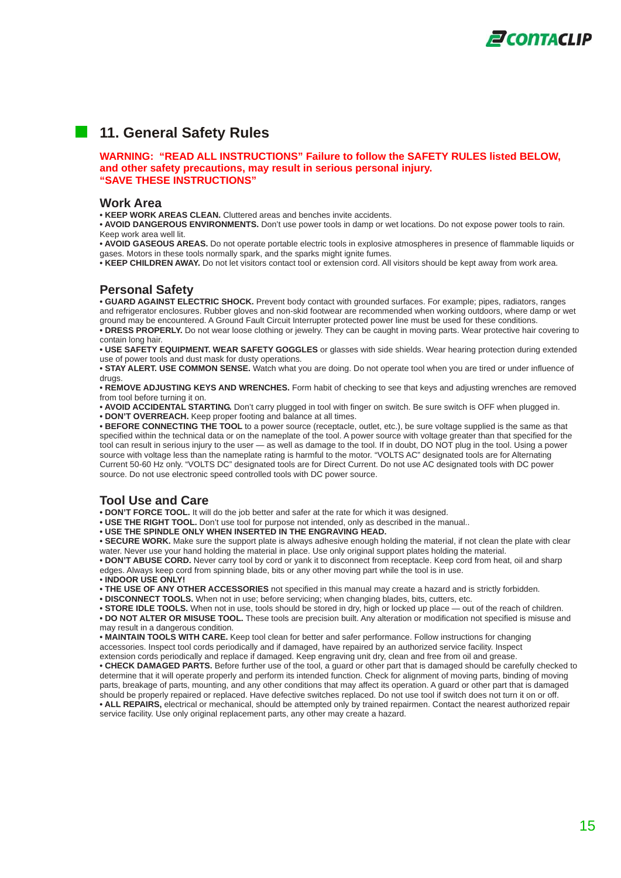## 11. General Safety Rules

**WARNING: "READ ALL INSTRUCTIONS" Failure to follow the SAFETY RULES listed BELOW, and other safety precautions, may result in serious personal injury. "SAVE THESE INSTRUCTIONS"**

### Work Area

- **KEEP WORK AREAS CLEAN.** Cluttered areas and benches invite accidents.
- **AVOID DANGEROUS ENVIRONMENTS.** Don't use power tools in damp or wet locations. Do not expose power tools to rain. Keep work area well lit.
- **AVOID GASEOUS AREAS.** Do not operate portable electric tools in explosive atmospheres in presence of flammable liquids or gases. Motors in these tools normally spark, and the sparks might ignite fumes.
- **KEEP CHILDREN AWAY.** Do not let visitors contact tool or extension cord. All visitors should be kept away from work area.

### Personal Safety

- **GUARD AGAINST ELECTRIC SHOCK.** Prevent body contact with grounded surfaces. For example; pipes, radiators, ranges and refrigerator enclosures. Rubber gloves and non-skid footwear are recommended when working outdoors, where damp or wet ground may be encountered. A Ground Fault Circuit Interrupter protected power line must be used for these conditions.
- **DRESS PROPERLY.** Do not wear loose clothing or jewelry. They can be caught in moving parts. Wear protective hair covering to contain long hair.
- **USE SAFETY EQUIPMENT. WEAR SAFETY GOGGLES** or glasses with side shields. Wear hearing protection during extended use of power tools and dust mask for dusty operations.
- **STAY ALERT. USE COMMON SENSE.** Watch what you are doing. Do not operate tool when you are tired or under influence of drugs.
- **REMOVE ADJUSTING KEYS AND WRENCHES.** Form habit of checking to see that keys and adjusting wrenches are removed from tool before turning it on.
- **AVOID ACCIDENTAL STARTING.** Don't carry plugged in tool with finger on switch. Be sure switch is OFF when plugged in.
- **DON'T OVERREACH.** Keep proper footing and balance at all times.
- **BEFORE CONNECTING THE TOOL** to a power source (receptacle, outlet, etc.), be sure voltage supplied is the same as that specified within the technical data or on the nameplate of the tool. A power source with voltage greater than that specified for the tool can result in serious injury to the user — as well as damage to the tool. If in doubt, DO NOT plug in the tool. Using a power source with voltage less than the nameplate rating is harmful to the motor. "VOLTS AC" designated tools are for Alternating Current 50-60 Hz only. "VOLTS DC" designated tools are for Direct Current. Do not use AC designated tools with DC power source. Do not use electronic speed controlled tools with DC power source.

### Tool Use and Care

- **DON'T FORCE TOOL.** It will do the job better and safer at the rate for which it was designed.
- **USE THE RIGHT TOOL.** Don't use tool for purpose not intended, only as described in the manual..
- **USE THE SPINDLE ONLY WHEN INSERTED IN THE ENGRAVING HEAD.**
- **SECURE WORK.** Make sure the support plate is always adhesive enough holding the material, if not clean the plate with clear water. Never use your hand holding the material in place. Use only original support plates holding the material.
- **DON'T ABUSE CORD.** Never carry tool by cord or yank it to disconnect from receptacle. Keep cord from heat, oil and sharp edges. Always keep cord from spinning blade, bits or any other moving part while the tool is in use.
- **INDOOR USE ONLY!**
- **THE USE OF ANY OTHER ACCESSORIES** not specified in this manual may create a hazard and is strictly forbidden.
- **DISCONNECT TOOLS.** When not in use; before servicing; when changing blades, bits, cutters, etc.
- **STORE IDLE TOOLS.** When not in use, tools should be stored in dry, high or locked up place — out of the reach of children.
- **DO NOT ALTER OR MISUSE TOOL.** These tools are precision built. Any alteration or modification not specified is misuse and may result in a dangerous condition.
- **MAINTAIN TOOLS WITH CARE.** Keep tool clean for better and safer performance. Follow instructions for changing accessories. Inspect tool cords periodically and if damaged, have repaired by an authorized service facility. Inspect extension cords periodically and replace if damaged. Keep engraving unit dry, clean and free from oil and grease.
- **CHECK DAMAGED PARTS.** Before further use of the tool, a guard or other part that is damaged should be carefully checked to determine that it will operate properly and perform its intended function. Check for alignment of moving parts, binding of moving parts, breakage of parts, mounting, and any other conditions that may affect its operation. A guard or other part that is damaged should be properly repaired or replaced. Have defective switches replaced. Do not use tool if switch does not turn it on or off.
- **ALL REPAIRS,** electrical or mechanical, should be attempted only by trained repairmen. Contact the nearest authorized repair service facility. Use only original replacement parts, any other may create a hazard.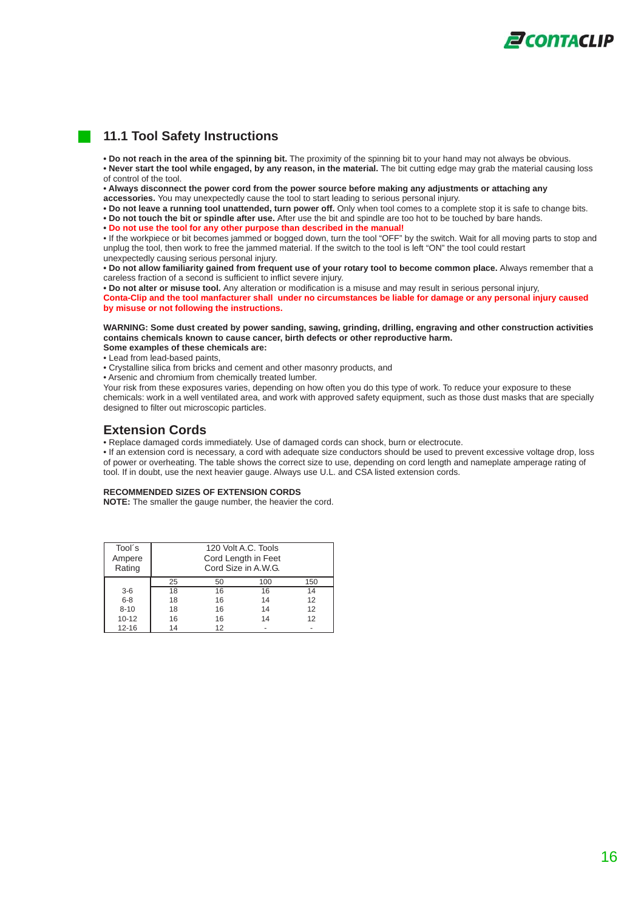## 11.1 Tool Safety Instructions

- **Do not reach in the area of the spinning bit.** The proximity of the spinning bit to your hand may not always be obvious.
- **Never start the tool while engaged, by any reason, in the material.** The bit cutting edge may grab the material causing loss of control of the tool.
- **Always disconnect the power cord from the power source before making any adjustments or attaching any accessories.** You may unexpectedly cause the tool to start leading to serious personal injury.
- **Do not leave a running tool unattended, turn power off.** Only when tool comes to a complete stop it is safe to change bits.
- **Do not touch the bit or spindle after use.** After use the bit and spindle are too hot to be touched by bare hands.
- **Do not use the tool for any other purpose than described in the manual!**
- If the workpiece or bit becomes jammed or bogged down, turn the tool "OFF" by the switch. Wait for all moving parts to stop and unplug the tool, then work to free the jammed material. If the switch to the tool is left "ON" the tool could restart unexpectedly causing serious personal injury.
- **Do not allow familiarity gained from frequent use of your rotary tool to become common place.** Always remember that a careless fraction of a second is sufficient to inflict severe injury.
- **Do not alter or misuse tool.** Any alteration or modification is a misuse and may result in serious personal injury,

**Conta-Clip and the tool manfacturer shall under no circumstances be liable for damage or any personal injury caused by misuse or not following the instructions.**

**WARNING: Some dust created by power sanding, sawing, grinding, drilling, engraving and other construction activities contains chemicals known to cause cancer, birth defects or other reproductive harm.**
**Some examples of these chemicals are:**

- Lead from lead-based paints,
- Crystalline silica from bricks and cement and other masonry products, and
- Arsenic and chromium from chemically treated lumber.

Your risk from these exposures varies, depending on how often you do this type of work. To reduce your exposure to these chemicals: work in a well ventilated area, and work with approved safety equipment, such as those dust masks that are specially designed to filter out microscopic particles.

## Extension Cords

- Replace damaged cords immediately. Use of damaged cords can shock, burn or electrocute.
- If an extension cord is necessary, a cord with adequate size conductors should be used to prevent excessive voltage drop, loss of power or overheating. The table shows the correct size to use, depending on cord length and nameplate amperage rating of tool. If in doubt, use the next heavier gauge. Always use U.L. and CSA listed extension cords.

**RECOMMENDED SIZES OF EXTENSION CORDS**
**NOTE:** The smaller the gauge number, the heavier the cord.

| Tool´s Ampere Rating | 120 Volt A.C. Tools Cord Length in Feet Cord Size in A.W.G. | | | |
|---|---|---|---|---|
| | 25 | 50 | 100 | 150 |
| 3-6 | 18 | 16 | 16 | 14 |
| 6-8 | 18 | 16 | 14 | 12 |
| 8-10 | 18 | 16 | 14 | 12 |
| 10-12 | 16 | 16 | 14 | 12 |
| 12-16 | 14 | 12 | - | - |